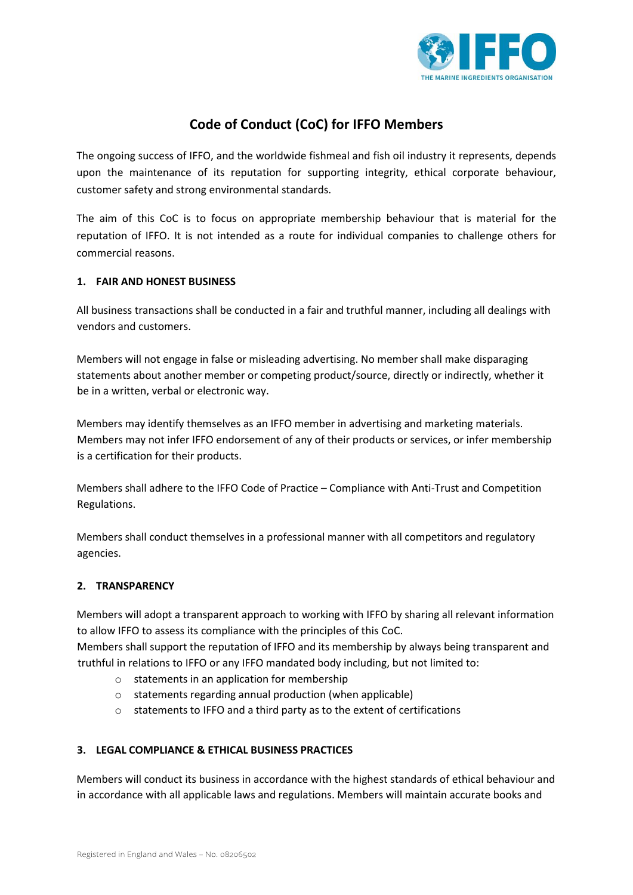# Code of Conduct (CoC) for IFFO Members

The ongoing success of IFFO, and the worldwide fishmeal and fish oil industry it represents, depends upon the maintenance of its reputation for supporting integrity, ethical corporate behaviour, customer safety and strong environmental standards.

The aim of this CoC is to focus on appropriate membership behaviour that is material for the reputation of IFFO. It is not intended as a route for individual companies to challenge others for commercial reasons.

## 1. FAIR AND HONEST BUSINESS

All business transactions shall be conducted in a fair and truthful manner, including all dealings with vendors and customers.

Members will not engage in false or misleading advertising. No member shall make disparaging statements about another member or competing product/source, directly or indirectly, whether it be in a written, verbal or electronic way.

Members may identify themselves as an IFFO member in advertising and marketing materials. Members may not infer IFFO endorsement of any of their products or services, or infer membership is a certification for their products.

Members shall adhere to the IFFO Code of Practice – Compliance with Anti-Trust and Competition Regulations.

Members shall conduct themselves in a professional manner with all competitors and regulatory agencies.

## 2. TRANSPARENCY

Members will adopt a transparent approach to working with IFFO by sharing all relevant information to allow IFFO to assess its compliance with the principles of this CoC.
Members shall support the reputation of IFFO and its membership by always being transparent and truthful in relations to IFFO or any IFFO mandated body including, but not limited to:

- statements in an application for membership
- statements regarding annual production (when applicable)
- statements to IFFO and a third party as to the extent of certifications

## 3. LEGAL COMPLIANCE & ETHICAL BUSINESS PRACTICES

Members will conduct its business in accordance with the highest standards of ethical behaviour and in accordance with all applicable laws and regulations. Members will maintain accurate books and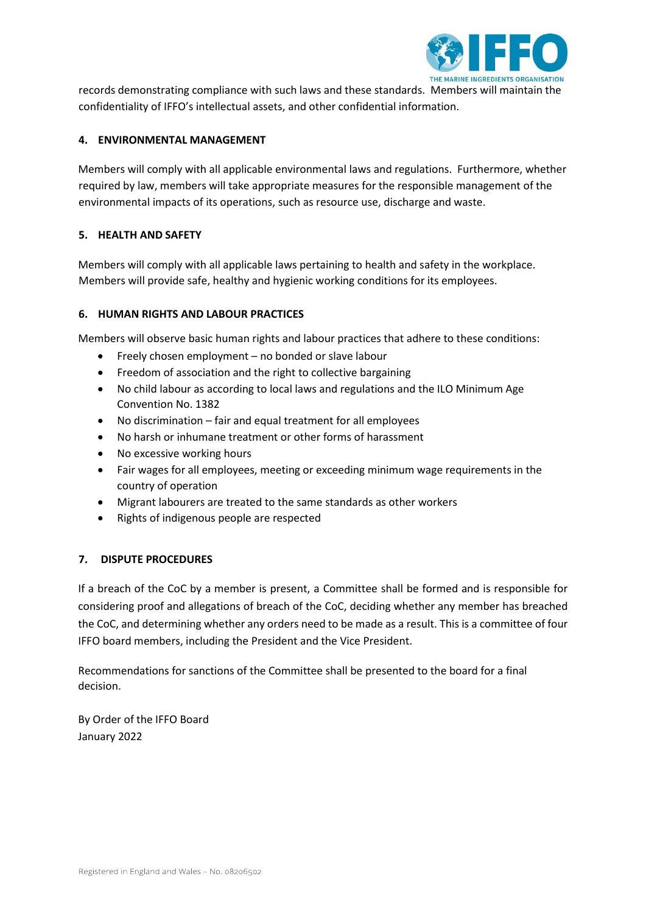records demonstrating compliance with such laws and these standards. Members will maintain the confidentiality of IFFO's intellectual assets, and other confidential information.

## 4. ENVIRONMENTAL MANAGEMENT

Members will comply with all applicable environmental laws and regulations. Furthermore, whether required by law, members will take appropriate measures for the responsible management of the environmental impacts of its operations, such as resource use, discharge and waste.

## 5. HEALTH AND SAFETY

Members will comply with all applicable laws pertaining to health and safety in the workplace. Members will provide safe, healthy and hygienic working conditions for its employees.

## 6. HUMAN RIGHTS AND LABOUR PRACTICES

Members will observe basic human rights and labour practices that adhere to these conditions:

- Freely chosen employment – no bonded or slave labour
- Freedom of association and the right to collective bargaining
- No child labour as according to local laws and regulations and the ILO Minimum Age Convention No. 1382
- No discrimination – fair and equal treatment for all employees
- No harsh or inhumane treatment or other forms of harassment
- No excessive working hours
- Fair wages for all employees, meeting or exceeding minimum wage requirements in the country of operation
- Migrant labourers are treated to the same standards as other workers
- Rights of indigenous people are respected

## 7. DISPUTE PROCEDURES

If a breach of the CoC by a member is present, a Committee shall be formed and is responsible for considering proof and allegations of breach of the CoC, deciding whether any member has breached the CoC, and determining whether any orders need to be made as a result. This is a committee of four IFFO board members, including the President and the Vice President.

Recommendations for sanctions of the Committee shall be presented to the board for a final decision.

By Order of the IFFO Board
January 2022